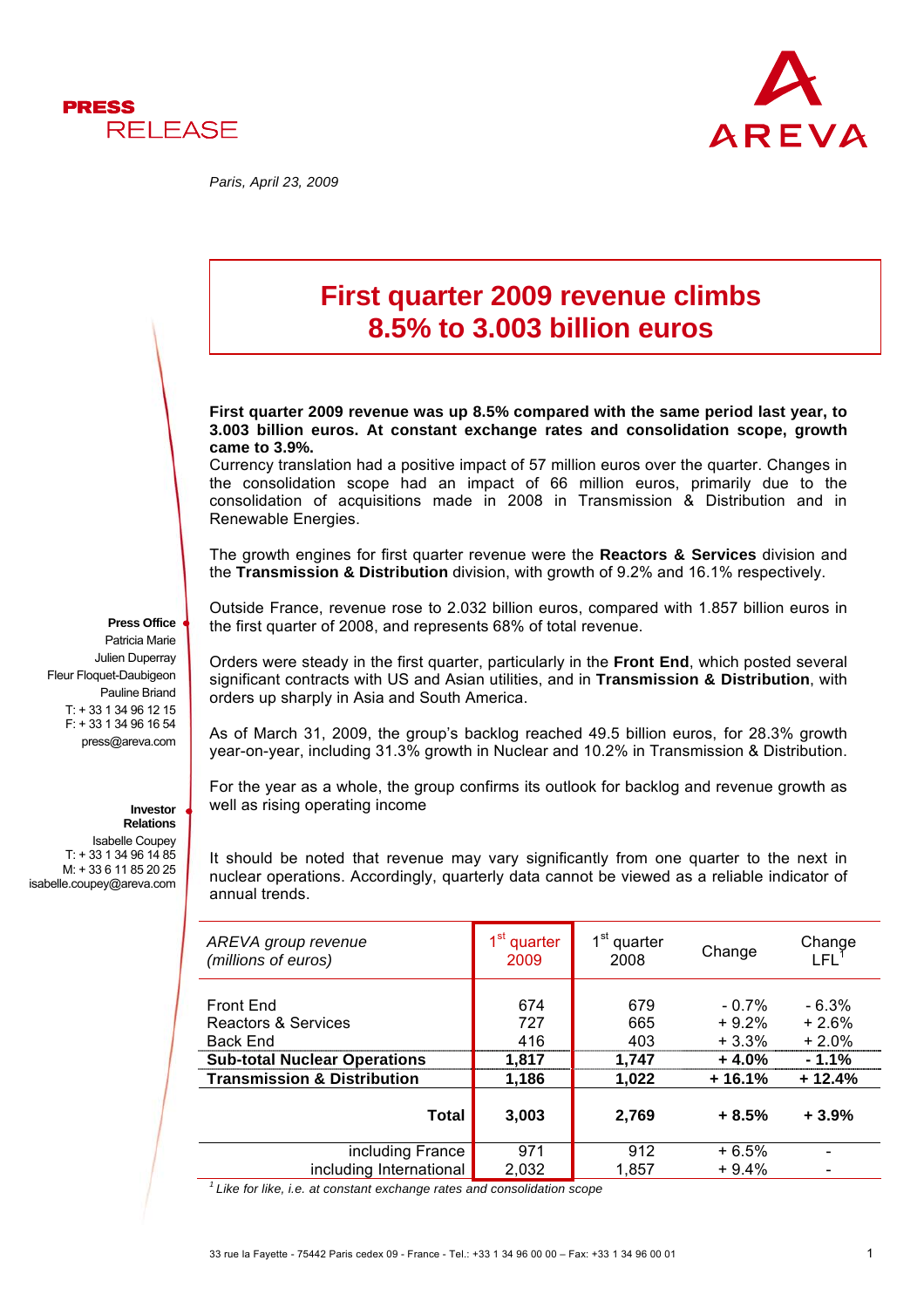PRESS RELEASE

AREVA

*Paris, April 23, 2009*

# First quarter 2009 revenue climbs 8.5% to 3.003 billion euros

**First quarter 2009 revenue was up 8.5% compared with the same period last year, to 3.003 billion euros. At constant exchange rates and consolidation scope, growth came to 3.9%.**
Currency translation had a positive impact of 57 million euros over the quarter. Changes in the consolidation scope had an impact of 66 million euros, primarily due to the consolidation of acquisitions made in 2008 in Transmission & Distribution and in Renewable Energies.

The growth engines for first quarter revenue were the **Reactors & Services** division and the **Transmission & Distribution** division, with growth of 9.2% and 16.1% respectively.

Outside France, revenue rose to 2.032 billion euros, compared with 1.857 billion euros in the first quarter of 2008, and represents 68% of total revenue.

Orders were steady in the first quarter, particularly in the **Front End**, which posted several significant contracts with US and Asian utilities, and in **Transmission & Distribution**, with orders up sharply in Asia and South America.

As of March 31, 2009, the group's backlog reached 49.5 billion euros, for 28.3% growth year-on-year, including 31.3% growth in Nuclear and 10.2% in Transmission & Distribution.

For the year as a whole, the group confirms its outlook for backlog and revenue growth as well as rising operating income

It should be noted that revenue may vary significantly from one quarter to the next in nuclear operations. Accordingly, quarterly data cannot be viewed as a reliable indicator of annual trends.

| *AREVA group revenue (millions of euros)* | 1st quarter 2009 | 1st quarter 2008 | Change | Change LFL[1] |
|---|---|---|---|---|
| Front End | 674 | 679 | - 0.7% | - 6.3% |
| Reactors & Services | 727 | 665 | + 9.2% | + 2.6% |
| Back End | 416 | 403 | + 3.3% | + 2.0% |
| **Sub-total Nuclear Operations** | **1,817** | **1,747** | **+ 4.0%** | **- 1.1%** |
| **Transmission & Distribution** | **1,186** | **1,022** | **+ 16.1%** | **+ 12.4%** |
| **Total** | **3,003** | **2,769** | **+ 8.5%** | **+ 3.9%** |
| including France | 971 | 912 | + 6.5% | - |
| including International | 2,032 | 1,857 | + 9.4% | - |

*[1] Like for like, i.e. at constant exchange rates and consolidation scope*

**Press Office**
Patricia Marie
Julien Duperray
Fleur Floquet-Daubigeon
Pauline Briand
T: + 33 1 34 96 12 15
F: + 33 1 34 96 16 54
press@areva.com

**Investor Relations**
Isabelle Coupey
T: + 33 1 34 96 14 85
M: + 33 6 11 85 20 25
isabelle.coupey@areva.com

33 rue la Fayette - 75442 Paris cedex 09 - France - Tel.: +33 1 34 96 00 00 – Fax: +33 1 34 96 00 01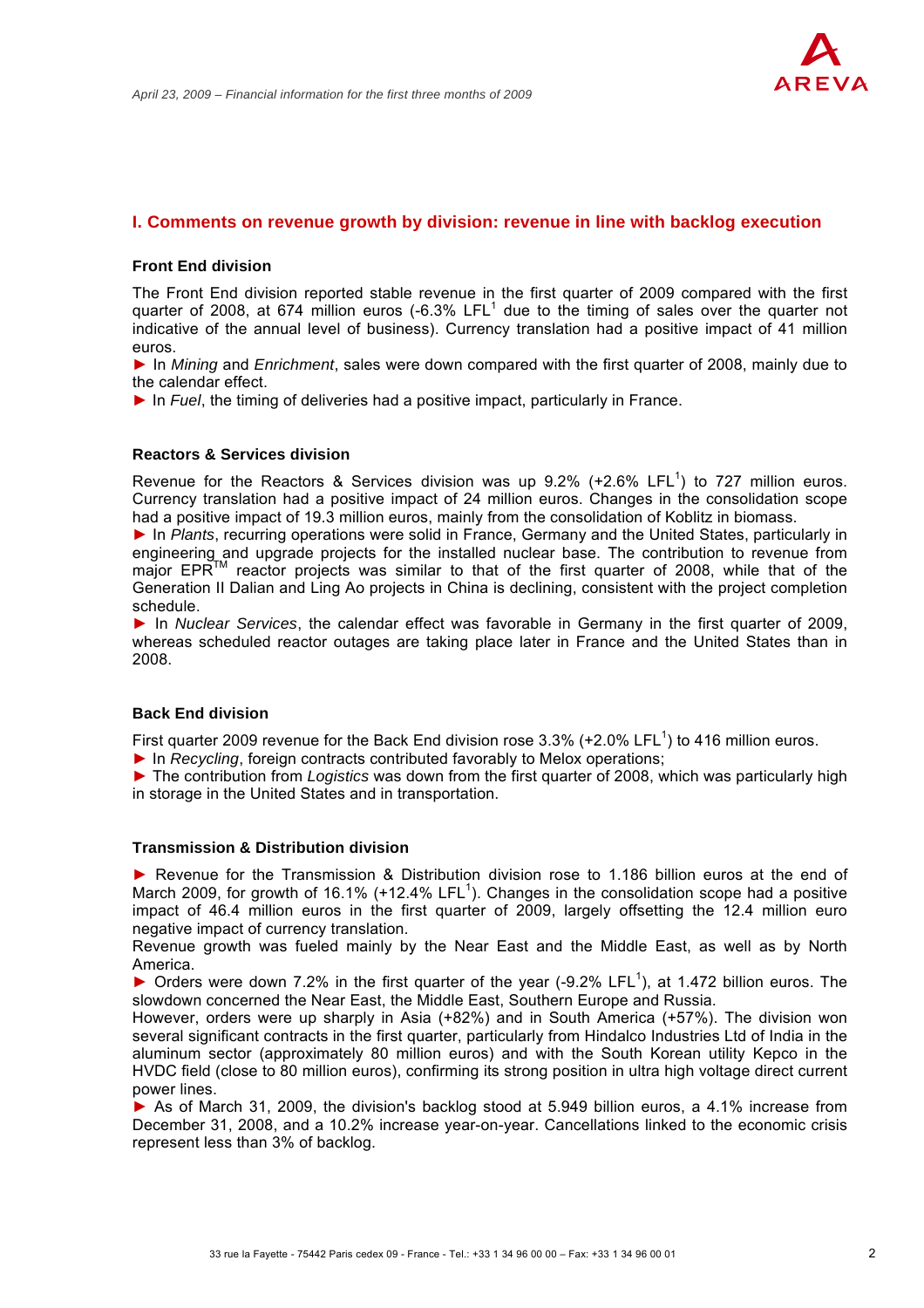## I. Comments on revenue growth by division: revenue in line with backlog execution

### Front End division

The Front End division reported stable revenue in the first quarter of 2009 compared with the first quarter of 2008, at 674 million euros (-6.3% LFL[1] due to the timing of sales over the quarter not indicative of the annual level of business). Currency translation had a positive impact of 41 million euros.

► In *Mining* and *Enrichment*, sales were down compared with the first quarter of 2008, mainly due to the calendar effect.

► In *Fuel*, the timing of deliveries had a positive impact, particularly in France.

### Reactors & Services division

Revenue for the Reactors & Services division was up 9.2% (+2.6% LFL[1]) to 727 million euros. Currency translation had a positive impact of 24 million euros. Changes in the consolidation scope had a positive impact of 19.3 million euros, mainly from the consolidation of Koblitz in biomass.

► In *Plants*, recurring operations were solid in France, Germany and the United States, particularly in engineering and upgrade projects for the installed nuclear base. The contribution to revenue from major EPR™ reactor projects was similar to that of the first quarter of 2008, while that of the Generation II Dalian and Ling Ao projects in China is declining, consistent with the project completion schedule.

► In *Nuclear Services*, the calendar effect was favorable in Germany in the first quarter of 2009, whereas scheduled reactor outages are taking place later in France and the United States than in 2008.

### Back End division

First quarter 2009 revenue for the Back End division rose 3.3% (+2.0% LFL[1]) to 416 million euros.

► In *Recycling*, foreign contracts contributed favorably to Melox operations;

► The contribution from *Logistics* was down from the first quarter of 2008, which was particularly high in storage in the United States and in transportation.

### Transmission & Distribution division

► Revenue for the Transmission & Distribution division rose to 1.186 billion euros at the end of March 2009, for growth of 16.1% (+12.4% LFL[1]). Changes in the consolidation scope had a positive impact of 46.4 million euros in the first quarter of 2009, largely offsetting the 12.4 million euro negative impact of currency translation.

Revenue growth was fueled mainly by the Near East and the Middle East, as well as by North America.

► Orders were down 7.2% in the first quarter of the year (-9.2% LFL[1]), at 1.472 billion euros. The slowdown concerned the Near East, the Middle East, Southern Europe and Russia.

However, orders were up sharply in Asia (+82%) and in South America (+57%). The division won several significant contracts in the first quarter, particularly from Hindalco Industries Ltd of India in the aluminum sector (approximately 80 million euros) and with the South Korean utility Kepco in the HVDC field (close to 80 million euros), confirming its strong position in ultra high voltage direct current power lines.

► As of March 31, 2009, the division's backlog stood at 5.949 billion euros, a 4.1% increase from December 31, 2008, and a 10.2% increase year-on-year. Cancellations linked to the economic crisis represent less than 3% of backlog.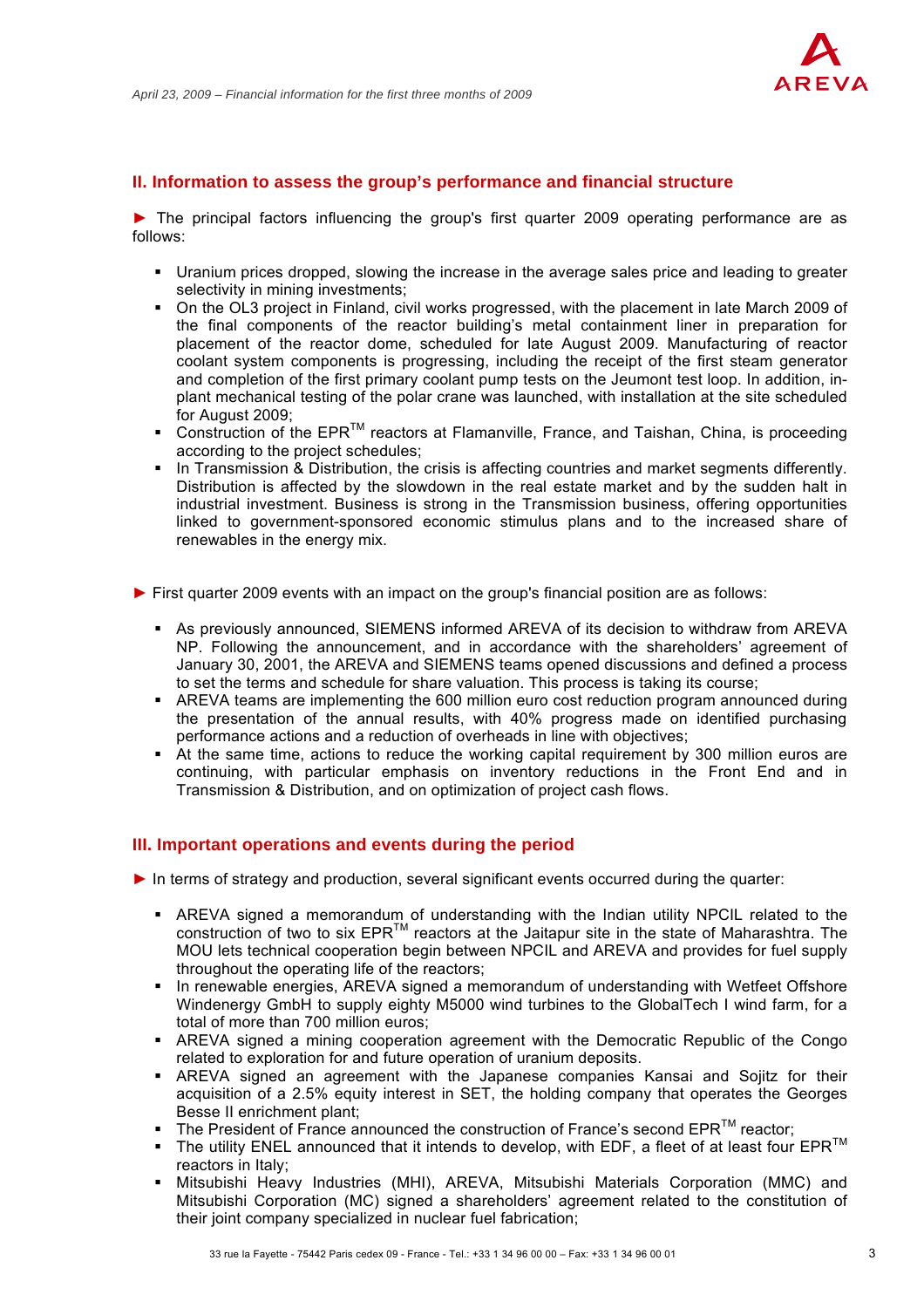## II. Information to assess the group's performance and financial structure

► The principal factors influencing the group's first quarter 2009 operating performance are as follows:

- Uranium prices dropped, slowing the increase in the average sales price and leading to greater selectivity in mining investments;
- On the OL3 project in Finland, civil works progressed, with the placement in late March 2009 of the final components of the reactor building's metal containment liner in preparation for placement of the reactor dome, scheduled for late August 2009. Manufacturing of reactor coolant system components is progressing, including the receipt of the first steam generator and completion of the first primary coolant pump tests on the Jeumont test loop. In addition, in-plant mechanical testing of the polar crane was launched, with installation at the site scheduled for August 2009;
- Construction of the EPR™ reactors at Flamanville, France, and Taishan, China, is proceeding according to the project schedules;
- In Transmission & Distribution, the crisis is affecting countries and market segments differently. Distribution is affected by the slowdown in the real estate market and by the sudden halt in industrial investment. Business is strong in the Transmission business, offering opportunities linked to government-sponsored economic stimulus plans and to the increased share of renewables in the energy mix.

► First quarter 2009 events with an impact on the group's financial position are as follows:

- As previously announced, SIEMENS informed AREVA of its decision to withdraw from AREVA NP. Following the announcement, and in accordance with the shareholders' agreement of January 30, 2001, the AREVA and SIEMENS teams opened discussions and defined a process to set the terms and schedule for share valuation. This process is taking its course;
- AREVA teams are implementing the 600 million euro cost reduction program announced during the presentation of the annual results, with 40% progress made on identified purchasing performance actions and a reduction of overheads in line with objectives;
- At the same time, actions to reduce the working capital requirement by 300 million euros are continuing, with particular emphasis on inventory reductions in the Front End and in Transmission & Distribution, and on optimization of project cash flows.

## III. Important operations and events during the period

► In terms of strategy and production, several significant events occurred during the quarter:

- AREVA signed a memorandum of understanding with the Indian utility NPCIL related to the construction of two to six EPR™ reactors at the Jaitapur site in the state of Maharashtra. The MOU lets technical cooperation begin between NPCIL and AREVA and provides for fuel supply throughout the operating life of the reactors;
- In renewable energies, AREVA signed a memorandum of understanding with Wetfeet Offshore Windenergy GmbH to supply eighty M5000 wind turbines to the GlobalTech I wind farm, for a total of more than 700 million euros;
- AREVA signed a mining cooperation agreement with the Democratic Republic of the Congo related to exploration for and future operation of uranium deposits.
- AREVA signed an agreement with the Japanese companies Kansai and Sojitz for their acquisition of a 2.5% equity interest in SET, the holding company that operates the Georges Besse II enrichment plant;
- The President of France announced the construction of France's second EPR™ reactor;
- The utility ENEL announced that it intends to develop, with EDF, a fleet of at least four EPR™ reactors in Italy;
- Mitsubishi Heavy Industries (MHI), AREVA, Mitsubishi Materials Corporation (MMC) and Mitsubishi Corporation (MC) signed a shareholders' agreement related to the constitution of their joint company specialized in nuclear fuel fabrication;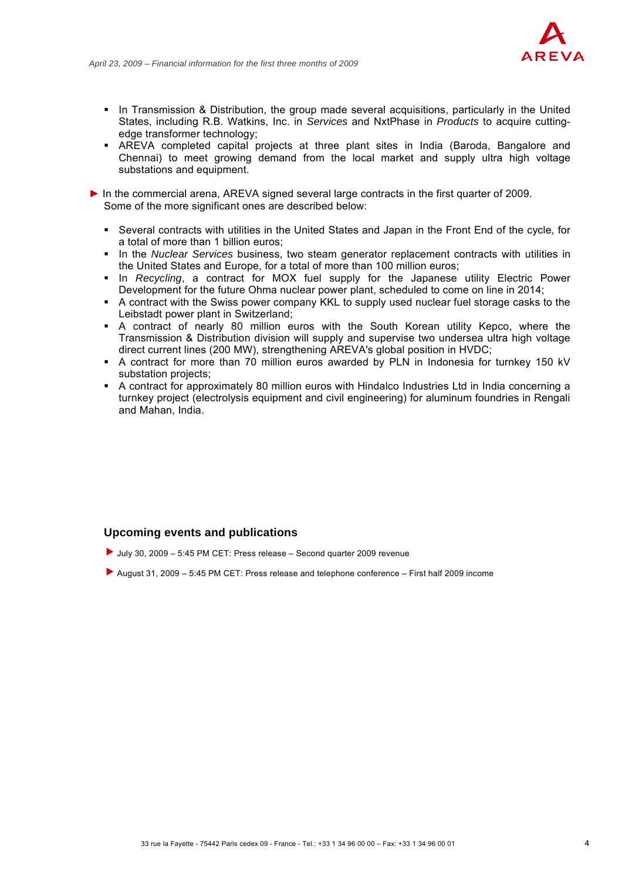- In Transmission & Distribution, the group made several acquisitions, particularly in the United States, including R.B. Watkins, Inc. in *Services* and NxtPhase in *Products* to acquire cutting-edge transformer technology;
- AREVA completed capital projects at three plant sites in India (Baroda, Bangalore and Chennai) to meet growing demand from the local market and supply ultra high voltage substations and equipment.

► In the commercial arena, AREVA signed several large contracts in the first quarter of 2009. Some of the more significant ones are described below:

- Several contracts with utilities in the United States and Japan in the Front End of the cycle, for a total of more than 1 billion euros;
- In the *Nuclear Services* business, two steam generator replacement contracts with utilities in the United States and Europe, for a total of more than 100 million euros;
- In *Recycling*, a contract for MOX fuel supply for the Japanese utility Electric Power Development for the future Ohma nuclear power plant, scheduled to come on line in 2014;
- A contract with the Swiss power company KKL to supply used nuclear fuel storage casks to the Leibstadt power plant in Switzerland;
- A contract of nearly 80 million euros with the South Korean utility Kepco, where the Transmission & Distribution division will supply and supervise two undersea ultra high voltage direct current lines (200 MW), strengthening AREVA's global position in HVDC;
- A contract for more than 70 million euros awarded by PLN in Indonesia for turnkey 150 kV substation projects;
- A contract for approximately 80 million euros with Hindalco Industries Ltd in India concerning a turnkey project (electrolysis equipment and civil engineering) for aluminum foundries in Rengali and Mahan, India.

## Upcoming events and publications

► July 30, 2009 – 5:45 PM CET: Press release – Second quarter 2009 revenue

► August 31, 2009 – 5:45 PM CET: Press release and telephone conference – First half 2009 income

33 rue la Fayette - 75442 Paris cedex 09 - France - Tel.: +33 1 34 96 00 00 – Fax: +33 1 34 96 00 01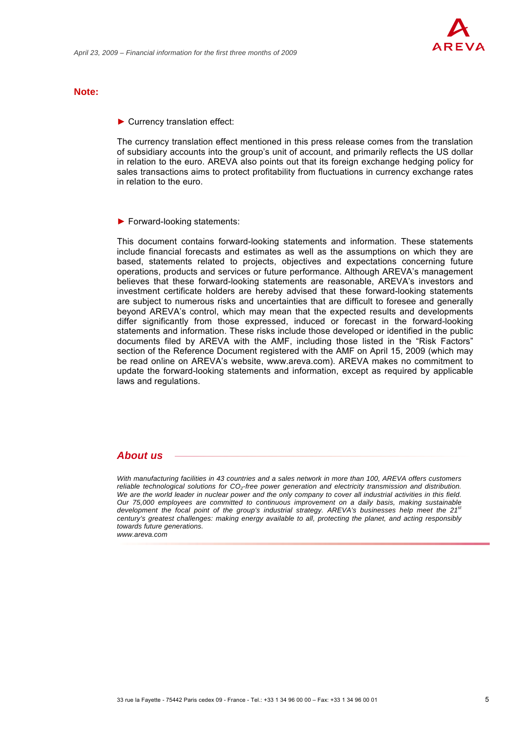**Note:**

► Currency translation effect:

The currency translation effect mentioned in this press release comes from the translation of subsidiary accounts into the group's unit of account, and primarily reflects the US dollar in relation to the euro. AREVA also points out that its foreign exchange hedging policy for sales transactions aims to protect profitability from fluctuations in currency exchange rates in relation to the euro.

► Forward-looking statements:

This document contains forward-looking statements and information. These statements include financial forecasts and estimates as well as the assumptions on which they are based, statements related to projects, objectives and expectations concerning future operations, products and services or future performance. Although AREVA's management believes that these forward-looking statements are reasonable, AREVA's investors and investment certificate holders are hereby advised that these forward-looking statements are subject to numerous risks and uncertainties that are difficult to foresee and generally beyond AREVA's control, which may mean that the expected results and developments differ significantly from those expressed, induced or forecast in the forward-looking statements and information. These risks include those developed or identified in the public documents filed by AREVA with the AMF, including those listed in the "Risk Factors" section of the Reference Document registered with the AMF on April 15, 2009 (which may be read online on AREVA's website, www.areva.com). AREVA makes no commitment to update the forward-looking statements and information, except as required by applicable laws and regulations.

## *About us*

*With manufacturing facilities in 43 countries and a sales network in more than 100, AREVA offers customers reliable technological solutions for $CO_2$-free power generation and electricity transmission and distribution. We are the world leader in nuclear power and the only company to cover all industrial activities in this field. Our 75,000 employees are committed to continuous improvement on a daily basis, making sustainable development the focal point of the group's industrial strategy. AREVA's businesses help meet the 21st century's greatest challenges: making energy available to all, protecting the planet, and acting responsibly towards future generations.*
*www.areva.com*

33 rue la Fayette - 75442 Paris cedex 09 - France - Tel.: +33 1 34 96 00 00 – Fax: +33 1 34 96 00 01